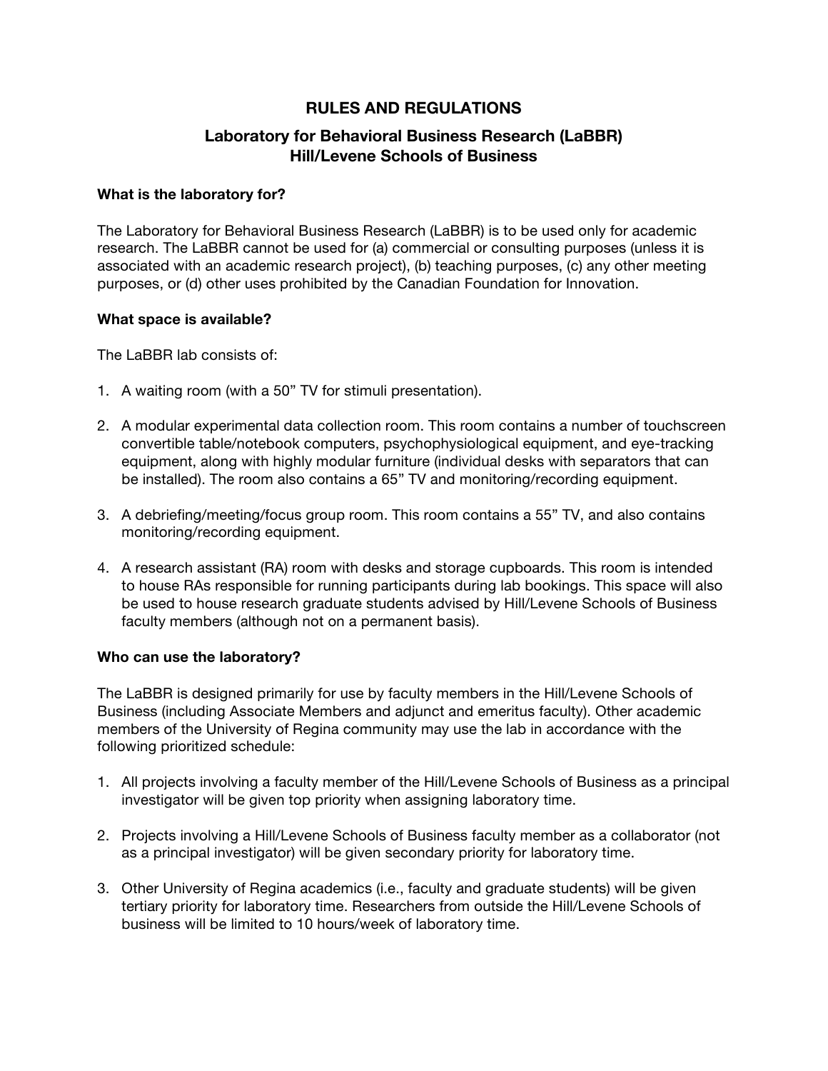# RULES AND REGULATIONS

## Laboratory for Behavioral Business Research (LaBBR)
## Hill/Levene Schools of Business

### What is the laboratory for?

The Laboratory for Behavioral Business Research (LaBBR) is to be used only for academic research. The LaBBR cannot be used for (a) commercial or consulting purposes (unless it is associated with an academic research project), (b) teaching purposes, (c) any other meeting purposes, or (d) other uses prohibited by the Canadian Foundation for Innovation.

### What space is available?

The LaBBR lab consists of:

1. A waiting room (with a 50" TV for stimuli presentation).

2. A modular experimental data collection room. This room contains a number of touchscreen convertible table/notebook computers, psychophysiological equipment, and eye-tracking equipment, along with highly modular furniture (individual desks with separators that can be installed). The room also contains a 65" TV and monitoring/recording equipment.

3. A debriefing/meeting/focus group room. This room contains a 55" TV, and also contains monitoring/recording equipment.

4. A research assistant (RA) room with desks and storage cupboards. This room is intended to house RAs responsible for running participants during lab bookings. This space will also be used to house research graduate students advised by Hill/Levene Schools of Business faculty members (although not on a permanent basis).

### Who can use the laboratory?

The LaBBR is designed primarily for use by faculty members in the Hill/Levene Schools of Business (including Associate Members and adjunct and emeritus faculty). Other academic members of the University of Regina community may use the lab in accordance with the following prioritized schedule:

1. All projects involving a faculty member of the Hill/Levene Schools of Business as a principal investigator will be given top priority when assigning laboratory time.

2. Projects involving a Hill/Levene Schools of Business faculty member as a collaborator (not as a principal investigator) will be given secondary priority for laboratory time.

3. Other University of Regina academics (i.e., faculty and graduate students) will be given tertiary priority for laboratory time. Researchers from outside the Hill/Levene Schools of business will be limited to 10 hours/week of laboratory time.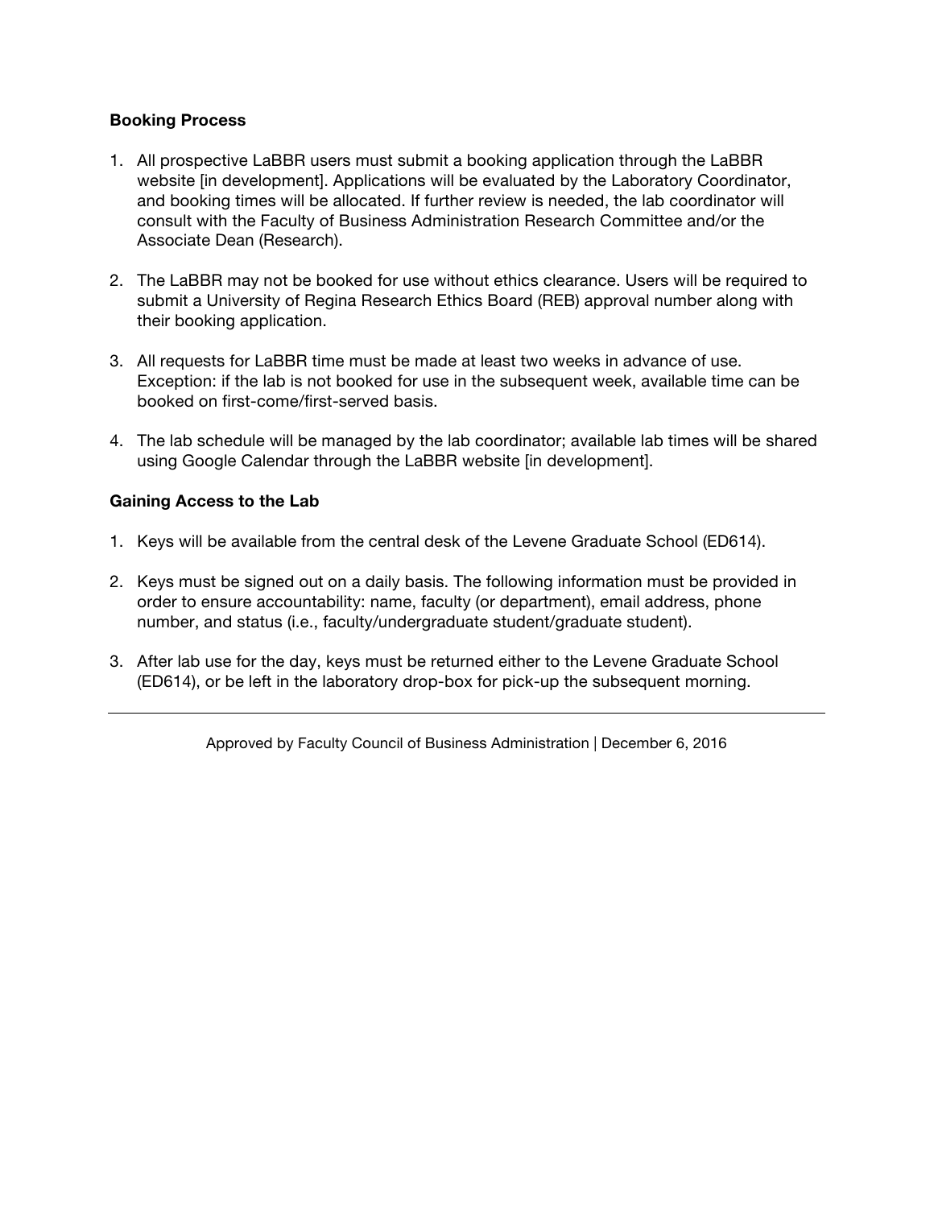**Booking Process**

1. All prospective LaBBR users must submit a booking application through the LaBBR website [in development]. Applications will be evaluated by the Laboratory Coordinator, and booking times will be allocated. If further review is needed, the lab coordinator will consult with the Faculty of Business Administration Research Committee and/or the Associate Dean (Research).

2. The LaBBR may not be booked for use without ethics clearance. Users will be required to submit a University of Regina Research Ethics Board (REB) approval number along with their booking application.

3. All requests for LaBBR time must be made at least two weeks in advance of use. Exception: if the lab is not booked for use in the subsequent week, available time can be booked on first-come/first-served basis.

4. The lab schedule will be managed by the lab coordinator; available lab times will be shared using Google Calendar through the LaBBR website [in development].

**Gaining Access to the Lab**

1. Keys will be available from the central desk of the Levene Graduate School (ED614).

2. Keys must be signed out on a daily basis. The following information must be provided in order to ensure accountability: name, faculty (or department), email address, phone number, and status (i.e., faculty/undergraduate student/graduate student).

3. After lab use for the day, keys must be returned either to the Levene Graduate School (ED614), or be left in the laboratory drop-box for pick-up the subsequent morning.

---

Approved by Faculty Council of Business Administration | December 6, 2016